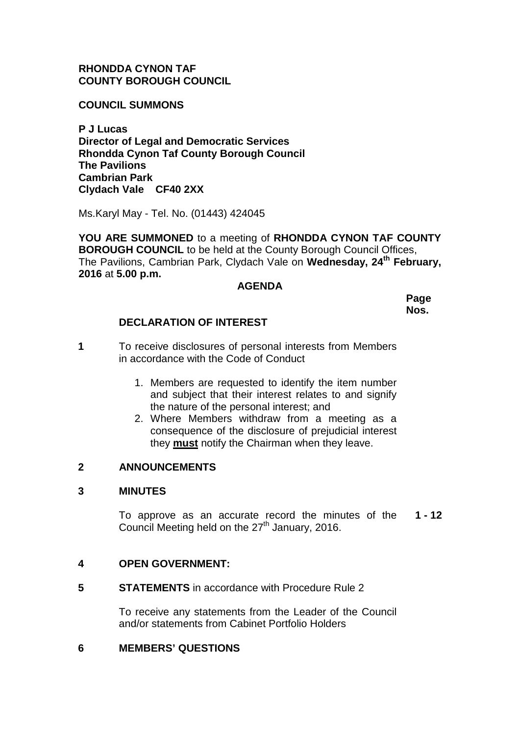**RHONDDA CYNON TAF**
**COUNTY BOROUGH COUNCIL**

**COUNCIL SUMMONS**

**P J Lucas**
**Director of Legal and Democratic Services**
**Rhondda Cynon Taf County Borough Council**
**The Pavilions**
**Cambrian Park**
**Clydach Vale CF40 2XX**

Ms.Karyl May - Tel. No. (01443) 424045

**YOU ARE SUMMONED** to a meeting of **RHONDDA CYNON TAF COUNTY BOROUGH COUNCIL** to be held at the County Borough Council Offices, The Pavilions, Cambrian Park, Clydach Vale on **Wednesday, 24th February, 2016** at **5.00 p.m.**

## AGENDA

| | | Page Nos. |
|---|---|---|
| | **DECLARATION OF INTEREST** | |
| **1** | To receive disclosures of personal interests from Members in accordance with the Code of Conduct<br><br>1. Members are requested to identify the item number and subject that their interest relates to and signify the nature of the personal interest; and<br>2. Where Members withdraw from a meeting as a consequence of the disclosure of prejudicial interest they **must** notify the Chairman when they leave. | |
| **2** | **ANNOUNCEMENTS** | |
| **3** | **MINUTES**<br><br>To approve as an accurate record the minutes of the Council Meeting held on the 27th January, 2016. | **1 - 12** |
| **4** | **OPEN GOVERNMENT:** | |
| **5** | **STATEMENTS** in accordance with Procedure Rule 2<br><br>To receive any statements from the Leader of the Council and/or statements from Cabinet Portfolio Holders | |
| **6** | **MEMBERS' QUESTIONS** | |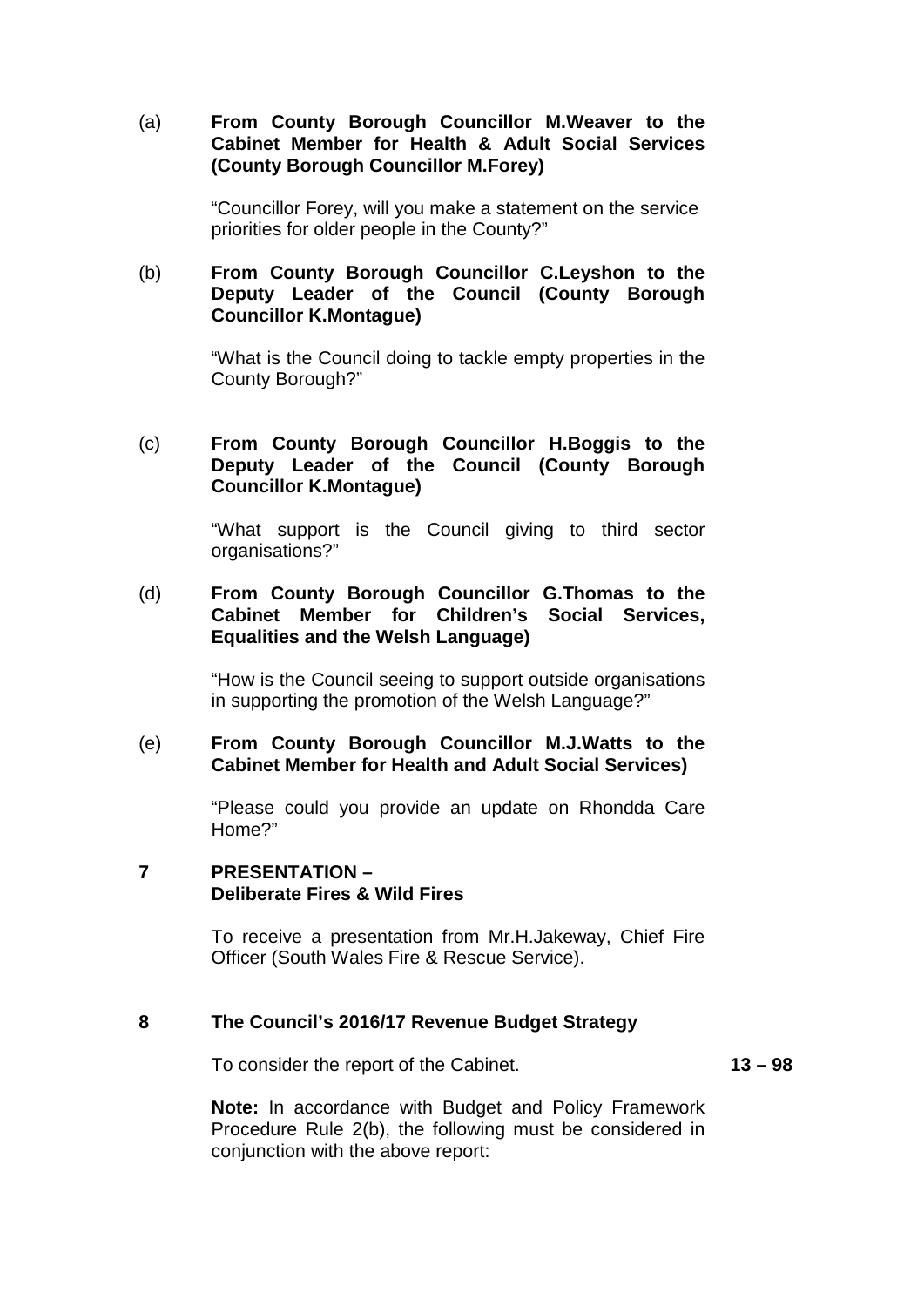(a) **From County Borough Councillor M.Weaver to the Cabinet Member for Health & Adult Social Services (County Borough Councillor M.Forey)**

"Councillor Forey, will you make a statement on the service priorities for older people in the County?"

(b) **From County Borough Councillor C.Leyshon to the Deputy Leader of the Council (County Borough Councillor K.Montague)**

"What is the Council doing to tackle empty properties in the County Borough?"

(c) **From County Borough Councillor H.Boggis to the Deputy Leader of the Council (County Borough Councillor K.Montague)**

"What support is the Council giving to third sector organisations?"

(d) **From County Borough Councillor G.Thomas to the Cabinet Member for Children's Social Services, Equalities and the Welsh Language)**

"How is the Council seeing to support outside organisations in supporting the promotion of the Welsh Language?"

(e) **From County Borough Councillor M.J.Watts to the Cabinet Member for Health and Adult Social Services)**

"Please could you provide an update on Rhondda Care Home?"

## 7 PRESENTATION – Deliberate Fires & Wild Fires

To receive a presentation from Mr.H.Jakeway, Chief Fire Officer (South Wales Fire & Rescue Service).

## 8 The Council's 2016/17 Revenue Budget Strategy

To consider the report of the Cabinet. **13 – 98**

**Note:** In accordance with Budget and Policy Framework Procedure Rule 2(b), the following must be considered in conjunction with the above report: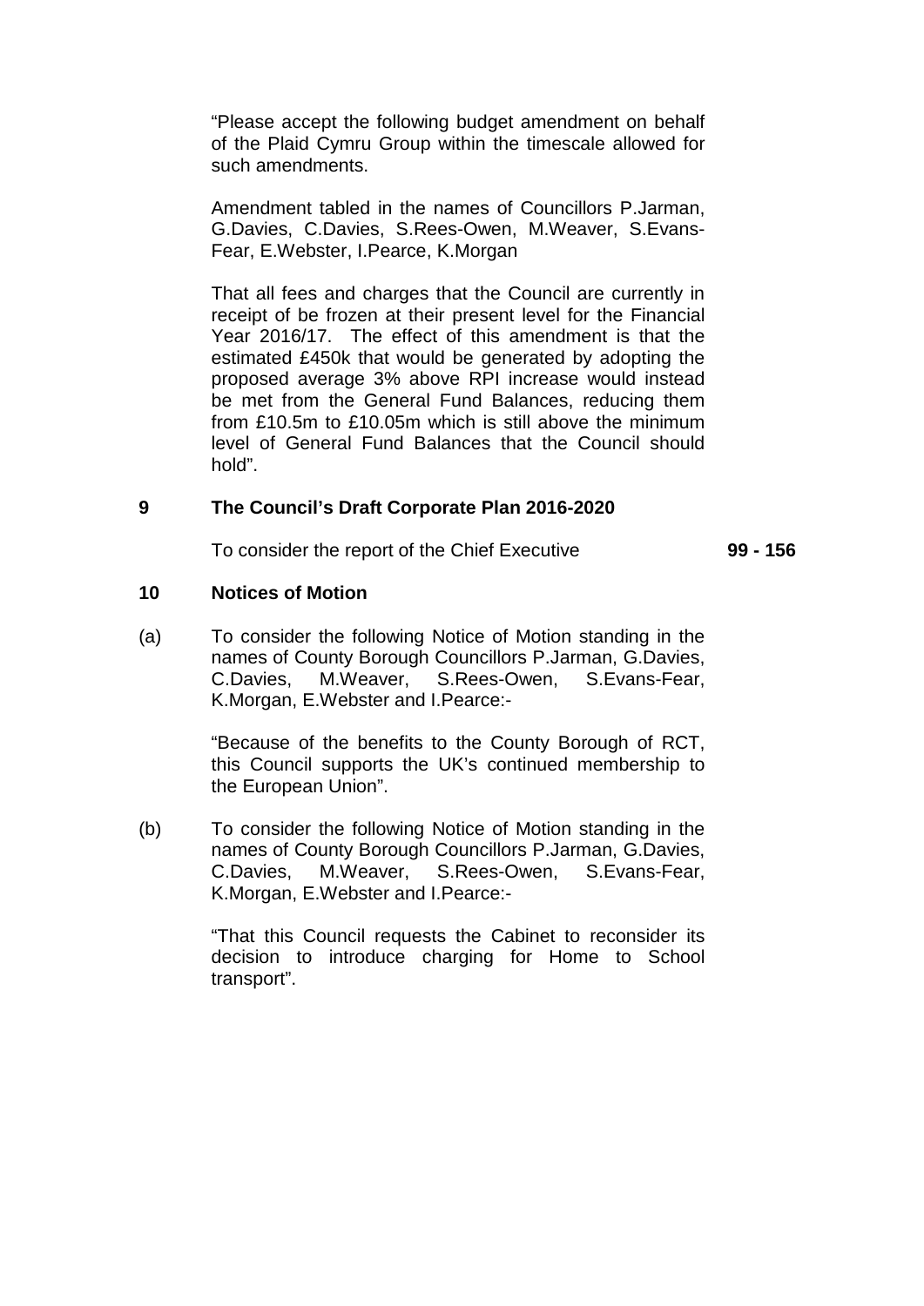"Please accept the following budget amendment on behalf of the Plaid Cymru Group within the timescale allowed for such amendments.

Amendment tabled in the names of Councillors P.Jarman, G.Davies, C.Davies, S.Rees-Owen, M.Weaver, S.Evans-Fear, E.Webster, I.Pearce, K.Morgan

That all fees and charges that the Council are currently in receipt of be frozen at their present level for the Financial Year 2016/17. The effect of this amendment is that the estimated £450k that would be generated by adopting the proposed average 3% above RPI increase would instead be met from the General Fund Balances, reducing them from £10.5m to £10.05m which is still above the minimum level of General Fund Balances that the Council should hold".

## 9 The Council's Draft Corporate Plan 2016-2020

To consider the report of the Chief Executive **99 - 156**

## 10 Notices of Motion

(a) To consider the following Notice of Motion standing in the names of County Borough Councillors P.Jarman, G.Davies, C.Davies, M.Weaver, S.Rees-Owen, S.Evans-Fear, K.Morgan, E.Webster and I.Pearce:-

"Because of the benefits to the County Borough of RCT, this Council supports the UK's continued membership to the European Union".

(b) To consider the following Notice of Motion standing in the names of County Borough Councillors P.Jarman, G.Davies, C.Davies, M.Weaver, S.Rees-Owen, S.Evans-Fear, K.Morgan, E.Webster and I.Pearce:-

"That this Council requests the Cabinet to reconsider its decision to introduce charging for Home to School transport".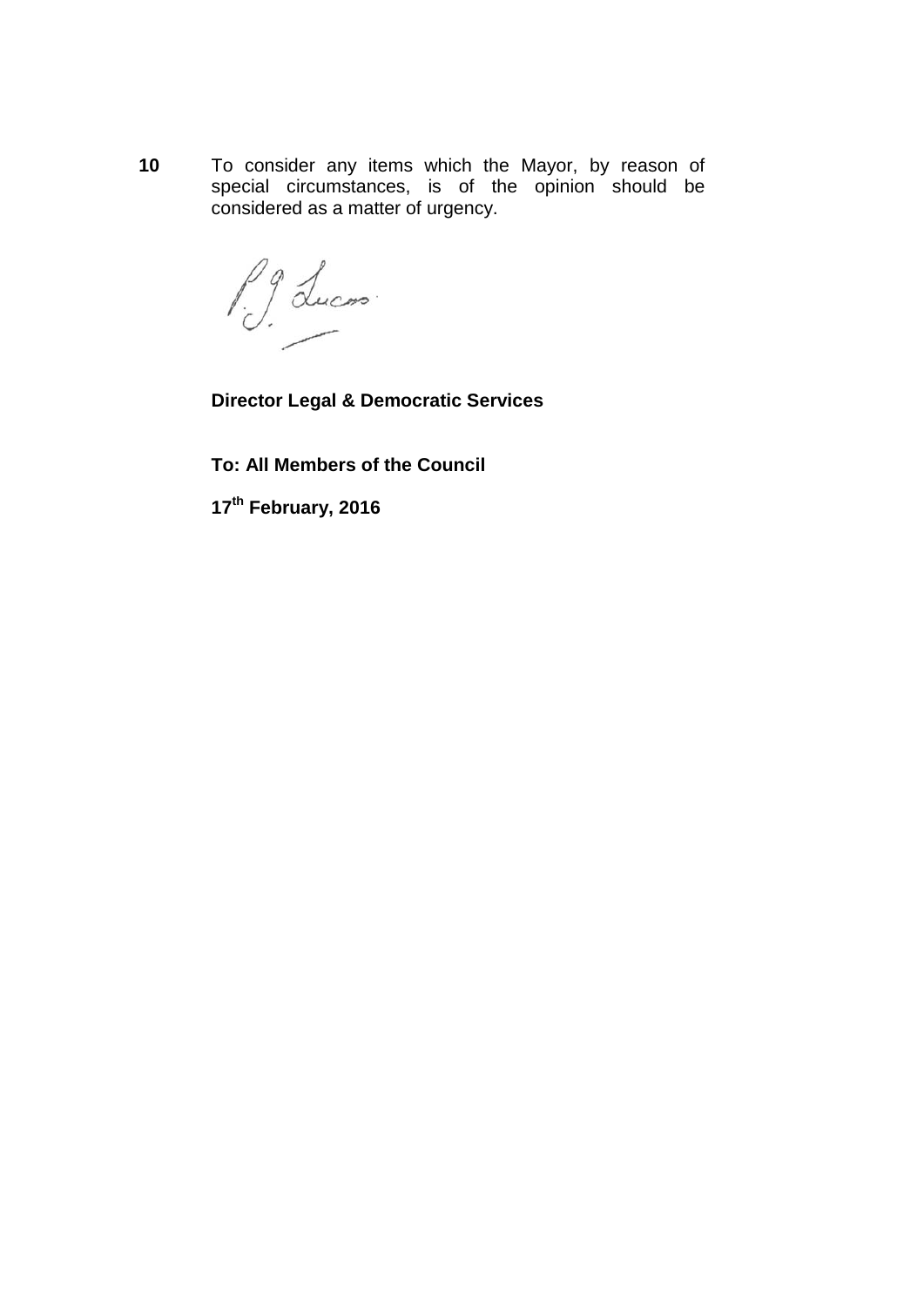**10** To consider any items which the Mayor, by reason of special circumstances, is of the opinion should be considered as a matter of urgency.

P. J. Lucas

**Director Legal & Democratic Services**

**To: All Members of the Council**

**17th February, 2016**